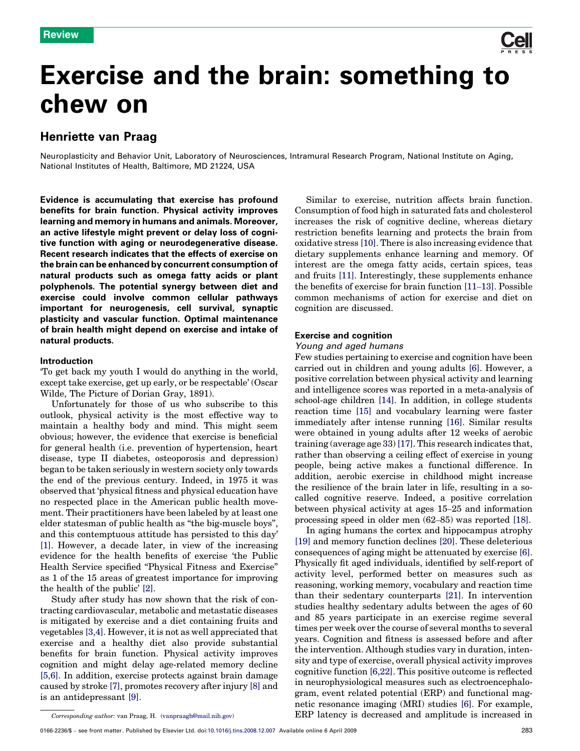Review

# Exercise and the brain: something to chew on

## Henriette van Praag

Neuroplasticity and Behavior Unit, Laboratory of Neurosciences, Intramural Research Program, National Institute on Aging, National Institutes of Health, Baltimore, MD 21224, USA

**Evidence is accumulating that exercise has profound benefits for brain function. Physical activity improves learning and memory in humans and animals. Moreover, an active lifestyle might prevent or delay loss of cognitive function with aging or neurodegenerative disease. Recent research indicates that the effects of exercise on the brain can be enhanced by concurrent consumption of natural products such as omega fatty acids or plant polyphenols. The potential synergy between diet and exercise could involve common cellular pathways important for neurogenesis, cell survival, synaptic plasticity and vascular function. Optimal maintenance of brain health might depend on exercise and intake of natural products.**

### Introduction

'To get back my youth I would do anything in the world, except take exercise, get up early, or be respectable' (Oscar Wilde, The Picture of Dorian Gray, 1891).

Unfortunately for those of us who subscribe to this outlook, physical activity is the most effective way to maintain a healthy body and mind. This might seem obvious; however, the evidence that exercise is beneficial for general health (i.e. prevention of hypertension, heart disease, type II diabetes, osteoporosis and depression) began to be taken seriously in western society only towards the end of the previous century. Indeed, in 1975 it was observed that 'physical fitness and physical education have no respected place in the American public health movement. Their practitioners have been labeled by at least one elder statesman of public health as "the big-muscle boys", and this contemptuous attitude has persisted to this day' [1]. However, a decade later, in view of the increasing evidence for the health benefits of exercise 'the Public Health Service specified "Physical Fitness and Exercise" as 1 of the 15 areas of greatest importance for improving the health of the public' [2].

Study after study has now shown that the risk of contracting cardiovascular, metabolic and metastatic diseases is mitigated by exercise and a diet containing fruits and vegetables [3,4]. However, it is not as well appreciated that exercise and a healthy diet also provide substantial benefits for brain function. Physical activity improves cognition and might delay age-related memory decline [5,6]. In addition, exercise protects against brain damage caused by stroke [7], promotes recovery after injury [8] and is an antidepressant [9].

Similar to exercise, nutrition affects brain function. Consumption of food high in saturated fats and cholesterol increases the risk of cognitive decline, whereas dietary restriction benefits learning and protects the brain from oxidative stress [10]. There is also increasing evidence that dietary supplements enhance learning and memory. Of interest are the omega fatty acids, certain spices, teas and fruits [11]. Interestingly, these supplements enhance the benefits of exercise for brain function [11–13]. Possible common mechanisms of action for exercise and diet on cognition are discussed.

### Exercise and cognition

#### *Young and aged humans*

Few studies pertaining to exercise and cognition have been carried out in children and young adults [6]. However, a positive correlation between physical activity and learning and intelligence scores was reported in a meta-analysis of school-age children [14]. In addition, in college students reaction time [15] and vocabulary learning were faster immediately after intense running [16]. Similar results were obtained in young adults after 12 weeks of aerobic training (average age 33) [17]. This research indicates that, rather than observing a ceiling effect of exercise in young people, being active makes a functional difference. In addition, aerobic exercise in childhood might increase the resilience of the brain later in life, resulting in a so-called cognitive reserve. Indeed, a positive correlation between physical activity at ages 15–25 and information processing speed in older men (62–85) was reported [18].

In aging humans the cortex and hippocampus atrophy [19] and memory function declines [20]. These deleterious consequences of aging might be attenuated by exercise [6]. Physically fit aged individuals, identified by self-report of activity level, performed better on measures such as reasoning, working memory, vocabulary and reaction time than their sedentary counterparts [21]. In intervention studies healthy sedentary adults between the ages of 60 and 85 years participate in an exercise regime several times per week over the course of several months to several years. Cognition and fitness is assessed before and after the intervention. Although studies vary in duration, intensity and type of exercise, overall physical activity improves cognitive function [6,22]. This positive outcome is reflected in neurophysiological measures such as electroencephalogram, event related potential (ERP) and functional magnetic resonance imaging (MRI) studies [6]. For example, ERP latency is decreased and amplitude is increased in

*Corresponding author:* van Praag, H. (vanpraagh@mail.nih.gov)

0166-2236/$ – see front matter. Published by Elsevier Ltd. doi:10.1016/j.tins.2008.12.007 Available online 6 April 2009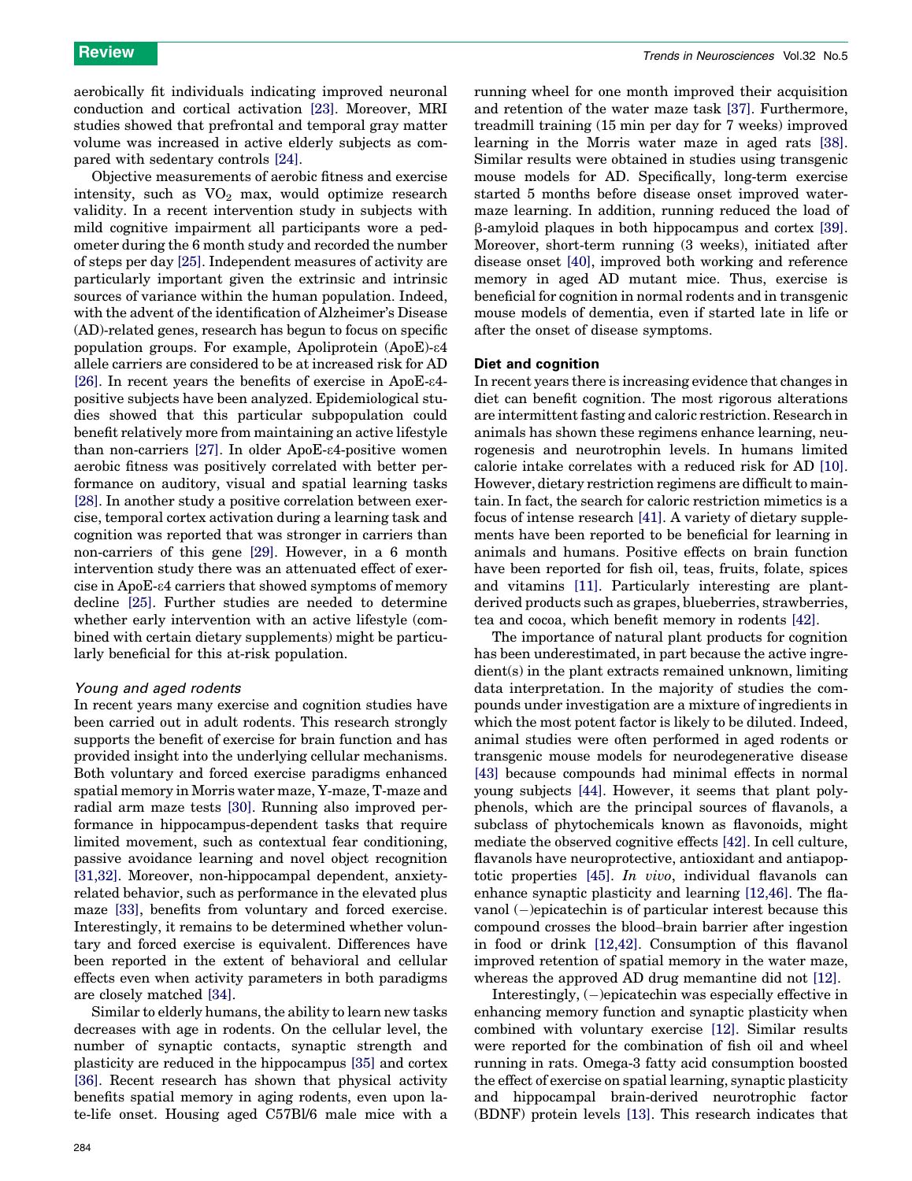aerobically fit individuals indicating improved neuronal conduction and cortical activation [23]. Moreover, MRI studies showed that prefrontal and temporal gray matter volume was increased in active elderly subjects as compared with sedentary controls [24].

Objective measurements of aerobic fitness and exercise intensity, such as $VO_2$ max, would optimize research validity. In a recent intervention study in subjects with mild cognitive impairment all participants wore a pedometer during the 6 month study and recorded the number of steps per day [25]. Independent measures of activity are particularly important given the extrinsic and intrinsic sources of variance within the human population. Indeed, with the advent of the identification of Alzheimer's Disease (AD)-related genes, research has begun to focus on specific population groups. For example, Apoliprotein (ApoE)-ε4 allele carriers are considered to be at increased risk for AD [26]. In recent years the benefits of exercise in ApoE-ε4-positive subjects have been analyzed. Epidemiological studies showed that this particular subpopulation could benefit relatively more from maintaining an active lifestyle than non-carriers [27]. In older ApoE-ε4-positive women aerobic fitness was positively correlated with better performance on auditory, visual and spatial learning tasks [28]. In another study a positive correlation between exercise, temporal cortex activation during a learning task and cognition was reported that was stronger in carriers than non-carriers of this gene [29]. However, in a 6 month intervention study there was an attenuated effect of exercise in ApoE-ε4 carriers that showed symptoms of memory decline [25]. Further studies are needed to determine whether early intervention with an active lifestyle (combined with certain dietary supplements) might be particularly beneficial for this at-risk population.

### *Young and aged rodents*

In recent years many exercise and cognition studies have been carried out in adult rodents. This research strongly supports the benefit of exercise for brain function and has provided insight into the underlying cellular mechanisms. Both voluntary and forced exercise paradigms enhanced spatial memory in Morris water maze, Y-maze, T-maze and radial arm maze tests [30]. Running also improved performance in hippocampus-dependent tasks that require limited movement, such as contextual fear conditioning, passive avoidance learning and novel object recognition [31,32]. Moreover, non-hippocampal dependent, anxiety-related behavior, such as performance in the elevated plus maze [33], benefits from voluntary and forced exercise. Interestingly, it remains to be determined whether voluntary and forced exercise is equivalent. Differences have been reported in the extent of behavioral and cellular effects even when activity parameters in both paradigms are closely matched [34].

Similar to elderly humans, the ability to learn new tasks decreases with age in rodents. On the cellular level, the number of synaptic contacts, synaptic strength and plasticity are reduced in the hippocampus [35] and cortex [36]. Recent research has shown that physical activity benefits spatial memory in aging rodents, even upon late-life onset. Housing aged C57Bl/6 male mice with a running wheel for one month improved their acquisition and retention of the water maze task [37]. Furthermore, treadmill training (15 min per day for 7 weeks) improved learning in the Morris water maze in aged rats [38]. Similar results were obtained in studies using transgenic mouse models for AD. Specifically, long-term exercise started 5 months before disease onset improved water-maze learning. In addition, running reduced the load of β-amyloid plaques in both hippocampus and cortex [39]. Moreover, short-term running (3 weeks), initiated after disease onset [40], improved both working and reference memory in aged AD mutant mice. Thus, exercise is beneficial for cognition in normal rodents and in transgenic mouse models of dementia, even if started late in life or after the onset of disease symptoms.

## Diet and cognition

In recent years there is increasing evidence that changes in diet can benefit cognition. The most rigorous alterations are intermittent fasting and caloric restriction. Research in animals has shown these regimens enhance learning, neurogenesis and neurotrophin levels. In humans limited calorie intake correlates with a reduced risk for AD [10]. However, dietary restriction regimens are difficult to maintain. In fact, the search for caloric restriction mimetics is a focus of intense research [41]. A variety of dietary supplements have been reported to be beneficial for learning in animals and humans. Positive effects on brain function have been reported for fish oil, teas, fruits, folate, spices and vitamins [11]. Particularly interesting are plant-derived products such as grapes, blueberries, strawberries, tea and cocoa, which benefit memory in rodents [42].

The importance of natural plant products for cognition has been underestimated, in part because the active ingredient(s) in the plant extracts remained unknown, limiting data interpretation. In the majority of studies the compounds under investigation are a mixture of ingredients in which the most potent factor is likely to be diluted. Indeed, animal studies were often performed in aged rodents or transgenic mouse models for neurodegenerative disease [43] because compounds had minimal effects in normal young subjects [44]. However, it seems that plant polyphenols, which are the principal sources of flavanols, a subclass of phytochemicals known as flavonoids, might mediate the observed cognitive effects [42]. In cell culture, flavanols have neuroprotective, antioxidant and antiapoptotic properties [45]. *In vivo*, individual flavanols can enhance synaptic plasticity and learning [12,46]. The flavanol (−)epicatechin is of particular interest because this compound crosses the blood–brain barrier after ingestion in food or drink [12,42]. Consumption of this flavanol improved retention of spatial memory in the water maze, whereas the approved AD drug memantine did not [12].

Interestingly, (−)epicatechin was especially effective in enhancing memory function and synaptic plasticity when combined with voluntary exercise [12]. Similar results were reported for the combination of fish oil and wheel running in rats. Omega-3 fatty acid consumption boosted the effect of exercise on spatial learning, synaptic plasticity and hippocampal brain-derived neurotrophic factor (BDNF) protein levels [13]. This research indicates that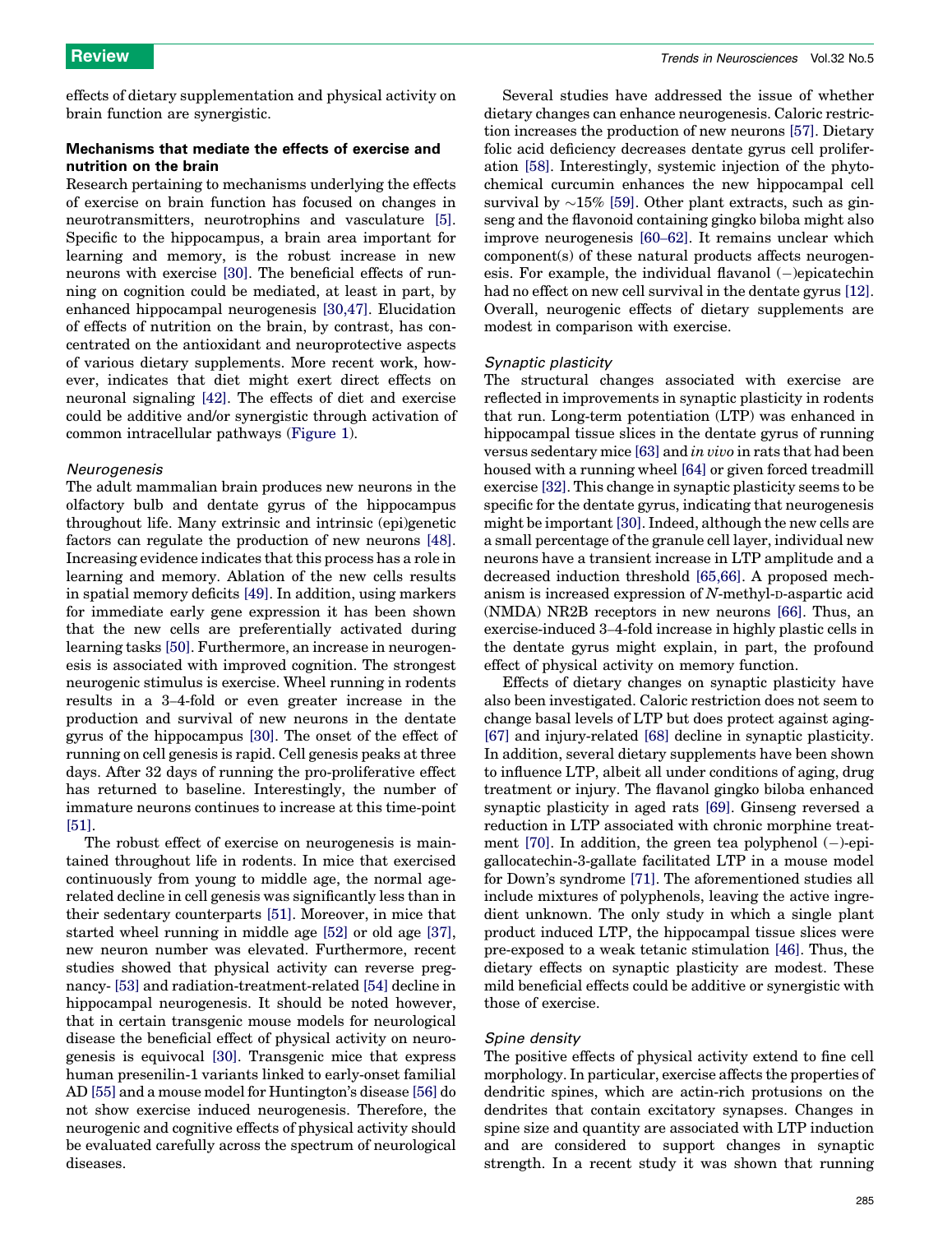effects of dietary supplementation and physical activity on brain function are synergistic.

### Mechanisms that mediate the effects of exercise and nutrition on the brain

Research pertaining to mechanisms underlying the effects of exercise on brain function has focused on changes in neurotransmitters, neurotrophins and vasculature [5]. Specific to the hippocampus, a brain area important for learning and memory, is the robust increase in new neurons with exercise [30]. The beneficial effects of running on cognition could be mediated, at least in part, by enhanced hippocampal neurogenesis [30,47]. Elucidation of effects of nutrition on the brain, by contrast, has concentrated on the antioxidant and neuroprotective aspects of various dietary supplements. More recent work, however, indicates that diet might exert direct effects on neuronal signaling [42]. The effects of diet and exercise could be additive and/or synergistic through activation of common intracellular pathways (Figure 1).

#### *Neurogenesis*

The adult mammalian brain produces new neurons in the olfactory bulb and dentate gyrus of the hippocampus throughout life. Many extrinsic and intrinsic (epi)genetic factors can regulate the production of new neurons [48]. Increasing evidence indicates that this process has a role in learning and memory. Ablation of the new cells results in spatial memory deficits [49]. In addition, using markers for immediate early gene expression it has been shown that the new cells are preferentially activated during learning tasks [50]. Furthermore, an increase in neurogenesis is associated with improved cognition. The strongest neurogenic stimulus is exercise. Wheel running in rodents results in a 3–4-fold or even greater increase in the production and survival of new neurons in the dentate gyrus of the hippocampus [30]. The onset of the effect of running on cell genesis is rapid. Cell genesis peaks at three days. After 32 days of running the pro-proliferative effect has returned to baseline. Interestingly, the number of immature neurons continues to increase at this time-point [51].

The robust effect of exercise on neurogenesis is maintained throughout life in rodents. In mice that exercised continuously from young to middle age, the normal age-related decline in cell genesis was significantly less than in their sedentary counterparts [51]. Moreover, in mice that started wheel running in middle age [52] or old age [37], new neuron number was elevated. Furthermore, recent studies showed that physical activity can reverse pregnancy- [53] and radiation-treatment-related [54] decline in hippocampal neurogenesis. It should be noted however, that in certain transgenic mouse models for neurological disease the beneficial effect of physical activity on neurogenesis is equivocal [30]. Transgenic mice that express human presenilin-1 variants linked to early-onset familial AD [55] and a mouse model for Huntington's disease [56] do not show exercise induced neurogenesis. Therefore, the neurogenic and cognitive effects of physical activity should be evaluated carefully across the spectrum of neurological diseases.

Several studies have addressed the issue of whether dietary changes can enhance neurogenesis. Caloric restriction increases the production of new neurons [57]. Dietary folic acid deficiency decreases dentate gyrus cell proliferation [58]. Interestingly, systemic injection of the phytochemical curcumin enhances the new hippocampal cell survival by ~15% [59]. Other plant extracts, such as ginseng and the flavonoid containing gingko biloba might also improve neurogenesis [60–62]. It remains unclear which component(s) of these natural products affects neurogenesis. For example, the individual flavanol (−)epicatechin had no effect on new cell survival in the dentate gyrus [12]. Overall, neurogenic effects of dietary supplements are modest in comparison with exercise.

#### *Synaptic plasticity*

The structural changes associated with exercise are reflected in improvements in synaptic plasticity in rodents that run. Long-term potentiation (LTP) was enhanced in hippocampal tissue slices in the dentate gyrus of running versus sedentary mice [63] and *in vivo* in rats that had been housed with a running wheel [64] or given forced treadmill exercise [32]. This change in synaptic plasticity seems to be specific for the dentate gyrus, indicating that neurogenesis might be important [30]. Indeed, although the new cells are a small percentage of the granule cell layer, individual new neurons have a transient increase in LTP amplitude and a decreased induction threshold [65,66]. A proposed mechanism is increased expression of *N*-methyl-D-aspartic acid (NMDA) NR2B receptors in new neurons [66]. Thus, an exercise-induced 3–4-fold increase in highly plastic cells in the dentate gyrus might explain, in part, the profound effect of physical activity on memory function.

Effects of dietary changes on synaptic plasticity have also been investigated. Caloric restriction does not seem to change basal levels of LTP but does protect against aging- [67] and injury-related [68] decline in synaptic plasticity. In addition, several dietary supplements have been shown to influence LTP, albeit all under conditions of aging, drug treatment or injury. The flavanol gingko biloba enhanced synaptic plasticity in aged rats [69]. Ginseng reversed a reduction in LTP associated with chronic morphine treatment [70]. In addition, the green tea polyphenol (−)-epigallocatechin-3-gallate facilitated LTP in a mouse model for Down's syndrome [71]. The aforementioned studies all include mixtures of polyphenols, leaving the active ingredient unknown. The only study in which a single plant product induced LTP, the hippocampal tissue slices were pre-exposed to a weak tetanic stimulation [46]. Thus, the dietary effects on synaptic plasticity are modest. These mild beneficial effects could be additive or synergistic with those of exercise.

#### *Spine density*

The positive effects of physical activity extend to fine cell morphology. In particular, exercise affects the properties of dendritic spines, which are actin-rich protusions on the dendrites that contain excitatory synapses. Changes in spine size and quantity are associated with LTP induction and are considered to support changes in synaptic strength. In a recent study it was shown that running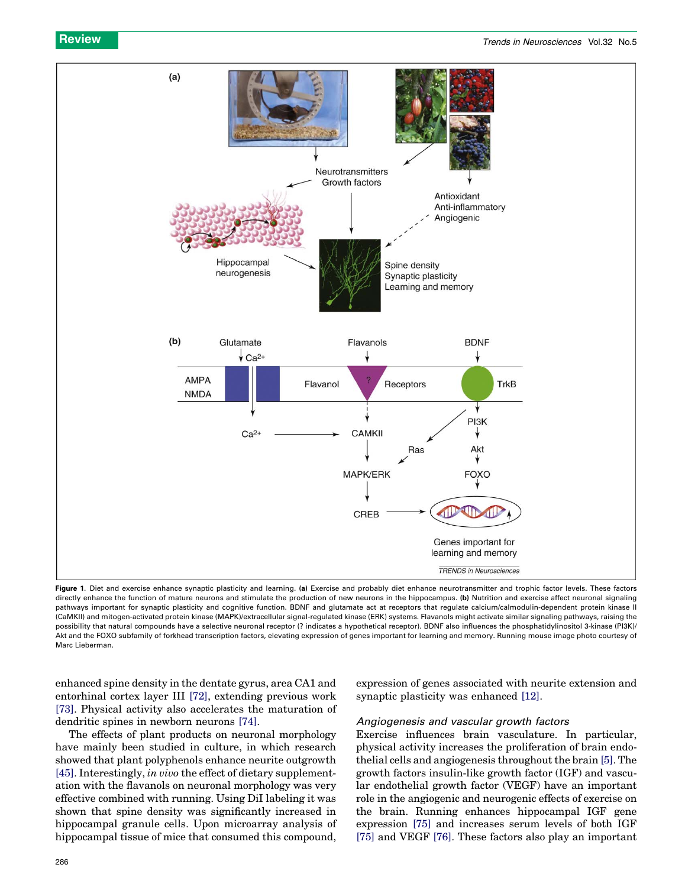**Figure 1**. Diet and exercise enhance synaptic plasticity and learning. **(a)** Exercise and probably diet enhance neurotransmitter and trophic factor levels. These factors directly enhance the function of mature neurons and stimulate the production of new neurons in the hippocampus. **(b)** Nutrition and exercise affect neuronal signaling pathways important for synaptic plasticity and cognitive function. BDNF and glutamate act at receptors that regulate calcium/calmodulin-dependent protein kinase II (CaMKII) and mitogen-activated protein kinase (MAPK)/extracellular signal-regulated kinase (ERK) systems. Flavanols might activate similar signaling pathways, raising the possibility that natural compounds have a selective neuronal receptor (? indicates a hypothetical receptor). BDNF also influences the phosphatidylinositol 3-kinase (PI3K)/Akt and the FOXO subfamily of forkhead transcription factors, elevating expression of genes important for learning and memory. Running mouse image photo courtesy of Marc Lieberman.

enhanced spine density in the dentate gyrus, area CA1 and entorhinal cortex layer III [72], extending previous work [73]. Physical activity also accelerates the maturation of dendritic spines in newborn neurons [74].

The effects of plant products on neuronal morphology have mainly been studied in culture, in which research showed that plant polyphenols enhance neurite outgrowth [45]. Interestingly, *in vivo* the effect of dietary supplementation with the flavanols on neuronal morphology was very effective combined with running. Using DiI labeling it was shown that spine density was significantly increased in hippocampal granule cells. Upon microarray analysis of hippocampal tissue of mice that consumed this compound, expression of genes associated with neurite extension and synaptic plasticity was enhanced [12].

### *Angiogenesis and vascular growth factors*

Exercise influences brain vasculature. In particular, physical activity increases the proliferation of brain endothelial cells and angiogenesis throughout the brain [5]. The growth factors insulin-like growth factor (IGF) and vascular endothelial growth factor (VEGF) have an important role in the angiogenic and neurogenic effects of exercise on the brain. Running enhances hippocampal IGF gene expression [75] and increases serum levels of both IGF [75] and VEGF [76]. These factors also play an important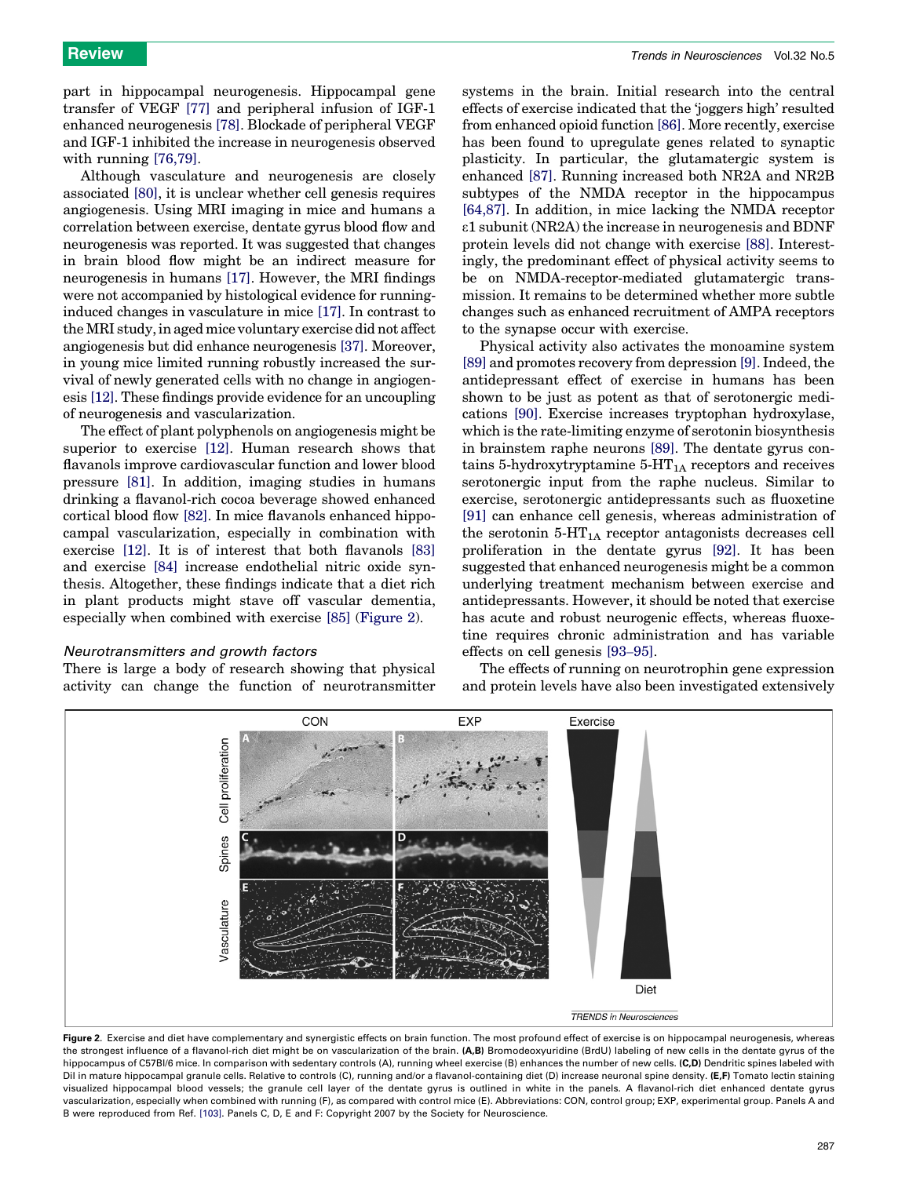part in hippocampal neurogenesis. Hippocampal gene transfer of VEGF [77] and peripheral infusion of IGF-1 enhanced neurogenesis [78]. Blockade of peripheral VEGF and IGF-1 inhibited the increase in neurogenesis observed with running [76,79].

Although vasculature and neurogenesis are closely associated [80], it is unclear whether cell genesis requires angiogenesis. Using MRI imaging in mice and humans a correlation between exercise, dentate gyrus blood flow and neurogenesis was reported. It was suggested that changes in brain blood flow might be an indirect measure for neurogenesis in humans [17]. However, the MRI findings were not accompanied by histological evidence for running-induced changes in vasculature in mice [17]. In contrast to the MRI study, in aged mice voluntary exercise did not affect angiogenesis but did enhance neurogenesis [37]. Moreover, in young mice limited running robustly increased the survival of newly generated cells with no change in angiogenesis [12]. These findings provide evidence for an uncoupling of neurogenesis and vascularization.

The effect of plant polyphenols on angiogenesis might be superior to exercise [12]. Human research shows that flavanols improve cardiovascular function and lower blood pressure [81]. In addition, imaging studies in humans drinking a flavanol-rich cocoa beverage showed enhanced cortical blood flow [82]. In mice flavanols enhanced hippocampal vascularization, especially in combination with exercise [12]. It is of interest that both flavanols [83] and exercise [84] increase endothelial nitric oxide synthesis. Altogether, these findings indicate that a diet rich in plant products might stave off vascular dementia, especially when combined with exercise [85] (Figure 2).

### *Neurotransmitters and growth factors*

There is large a body of research showing that physical activity can change the function of neurotransmitter systems in the brain. Initial research into the central effects of exercise indicated that the 'joggers high' resulted from enhanced opioid function [86]. More recently, exercise has been found to upregulate genes related to synaptic plasticity. In particular, the glutamatergic system is enhanced [87]. Running increased both NR2A and NR2B subtypes of the NMDA receptor in the hippocampus [64,87]. In addition, in mice lacking the NMDA receptor $\varepsilon 1$ subunit (NR2A) the increase in neurogenesis and BDNF protein levels did not change with exercise [88]. Interestingly, the predominant effect of physical activity seems to be on NMDA-receptor-mediated glutamatergic transmission. It remains to be determined whether more subtle changes such as enhanced recruitment of AMPA receptors to the synapse occur with exercise.

Physical activity also activates the monoamine system [89] and promotes recovery from depression [9]. Indeed, the antidepressant effect of exercise in humans has been shown to be just as potent as that of serotonergic medications [90]. Exercise increases tryptophan hydroxylase, which is the rate-limiting enzyme of serotonin biosynthesis in brainstem raphe neurons [89]. The dentate gyrus contains 5-hydroxytryptamine 5-$HT_{1A}$ receptors and receives serotonergic input from the raphe nucleus. Similar to exercise, serotonergic antidepressants such as fluoxetine [91] can enhance cell genesis, whereas administration of the serotonin 5-$HT_{1A}$ receptor antagonists decreases cell proliferation in the dentate gyrus [92]. It has been suggested that enhanced neurogenesis might be a common underlying treatment mechanism between exercise and antidepressants. However, it should be noted that exercise has acute and robust neurogenic effects, whereas fluoxetine requires chronic administration and has variable effects on cell genesis [93–95].

The effects of running on neurotrophin gene expression and protein levels have also been investigated extensively

**Figure 2.** Exercise and diet have complementary and synergistic effects on brain function. The most profound effect of exercise is on hippocampal neurogenesis, whereas the strongest influence of a flavanol-rich diet might be on vascularization of the brain. **(A,B)** Bromodeoxyuridine (BrdU) labeling of new cells in the dentate gyrus of the hippocampus of C57Bl/6 mice. In comparison with sedentary controls (A), running wheel exercise (B) enhances the number of new cells. **(C,D)** Dendritic spines labeled with DiI in mature hippocampal granule cells. Relative to controls (C), running and/or a flavanol-containing diet (D) increase neuronal spine density. **(E,F)** Tomato lectin staining visualized hippocampal blood vessels; the granule cell layer of the dentate gyrus is outlined in white in the panels. A flavanol-rich diet enhanced dentate gyrus vascularization, especially when combined with running (F), as compared with control mice (E). Abbreviations: CON, control group; EXP, experimental group. Panels A and B were reproduced from Ref. [103]. Panels C, D, E and F: Copyright 2007 by the Society for Neuroscience.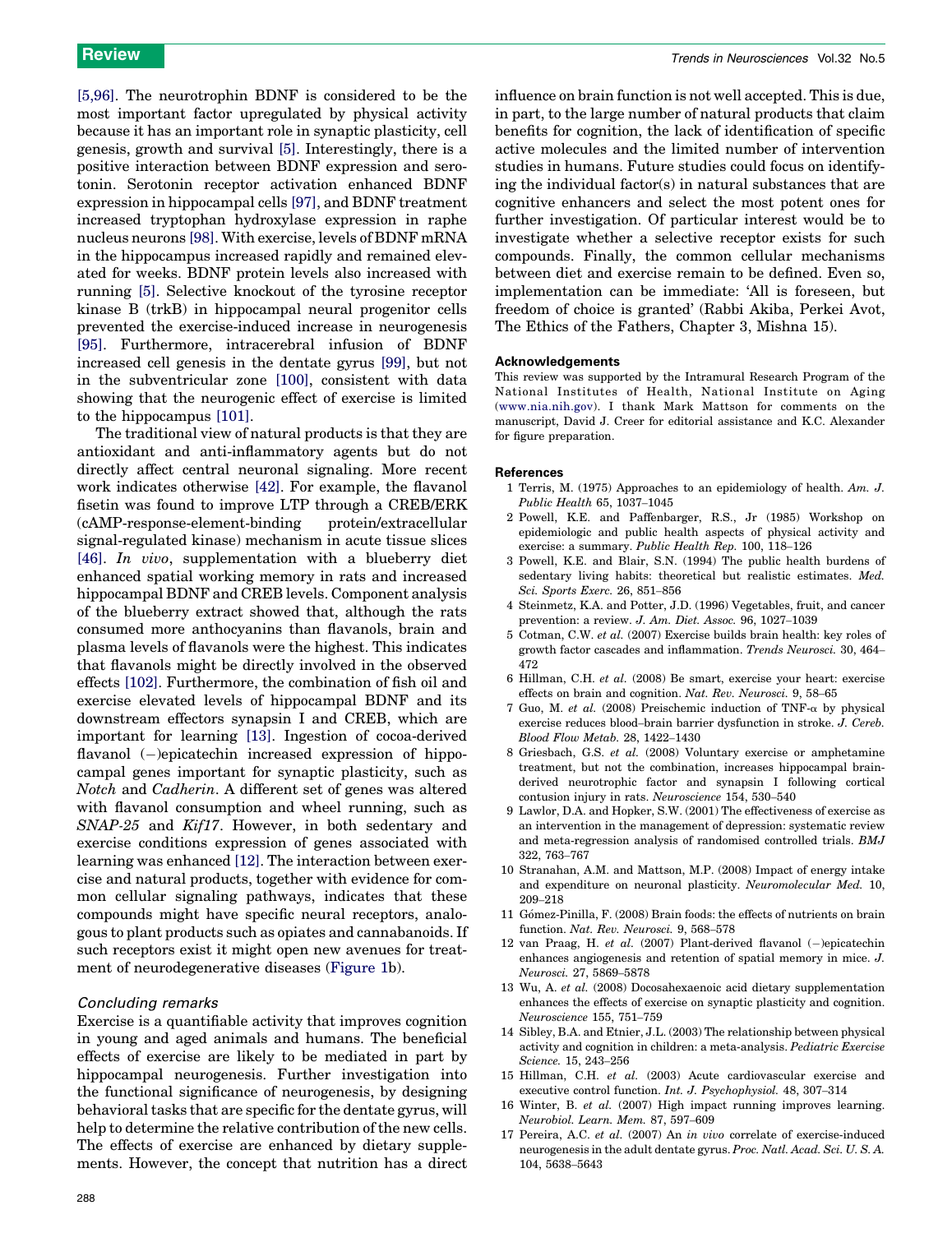[5,96]. The neurotrophin BDNF is considered to be the most important factor upregulated by physical activity because it has an important role in synaptic plasticity, cell genesis, growth and survival [5]. Interestingly, there is a positive interaction between BDNF expression and serotonin. Serotonin receptor activation enhanced BDNF expression in hippocampal cells [97], and BDNF treatment increased tryptophan hydroxylase expression in raphe nucleus neurons [98]. With exercise, levels of BDNF mRNA in the hippocampus increased rapidly and remained elevated for weeks. BDNF protein levels also increased with running [5]. Selective knockout of the tyrosine receptor kinase B (trkB) in hippocampal neural progenitor cells prevented the exercise-induced increase in neurogenesis [95]. Furthermore, intracerebral infusion of BDNF increased cell genesis in the dentate gyrus [99], but not in the subventricular zone [100], consistent with data showing that the neurogenic effect of exercise is limited to the hippocampus [101].

The traditional view of natural products is that they are antioxidant and anti-inflammatory agents but do not directly affect central neuronal signaling. More recent work indicates otherwise [42]. For example, the flavanol fisetin was found to improve LTP through a CREB/ERK (cAMP-response-element-binding protein/extracellular signal-regulated kinase) mechanism in acute tissue slices [46]. *In vivo*, supplementation with a blueberry diet enhanced spatial working memory in rats and increased hippocampal BDNF and CREB levels. Component analysis of the blueberry extract showed that, although the rats consumed more anthocyanins than flavanols, brain and plasma levels of flavanols were the highest. This indicates that flavanols might be directly involved in the observed effects [102]. Furthermore, the combination of fish oil and exercise elevated levels of hippocampal BDNF and its downstream effectors synapsin I and CREB, which are important for learning [13]. Ingestion of cocoa-derived flavanol (−)epicatechin increased expression of hippocampal genes important for synaptic plasticity, such as *Notch* and *Cadherin*. A different set of genes was altered with flavanol consumption and wheel running, such as *SNAP-25* and *Kif17*. However, in both sedentary and exercise conditions expression of genes associated with learning was enhanced [12]. The interaction between exercise and natural products, together with evidence for common cellular signaling pathways, indicates that these compounds might have specific neural receptors, analogous to plant products such as opiates and cannabanoids. If such receptors exist it might open new avenues for treatment of neurodegenerative diseases (Figure 1b).

## Concluding remarks

Exercise is a quantifiable activity that improves cognition in young and aged animals and humans. The beneficial effects of exercise are likely to be mediated in part by hippocampal neurogenesis. Further investigation into the functional significance of neurogenesis, by designing behavioral tasks that are specific for the dentate gyrus, will help to determine the relative contribution of the new cells. The effects of exercise are enhanced by dietary supplements. However, the concept that nutrition has a direct influence on brain function is not well accepted. This is due, in part, to the large number of natural products that claim benefits for cognition, the lack of identification of specific active molecules and the limited number of intervention studies in humans. Future studies could focus on identifying the individual factor(s) in natural substances that are cognitive enhancers and select the most potent ones for further investigation. Of particular interest would be to investigate whether a selective receptor exists for such compounds. Finally, the common cellular mechanisms between diet and exercise remain to be defined. Even so, implementation can be immediate: 'All is foreseen, but freedom of choice is granted' (Rabbi Akiba, Perkei Avot, The Ethics of the Fathers, Chapter 3, Mishna 15).

### Acknowledgements

This review was supported by the Intramural Research Program of the National Institutes of Health, National Institute on Aging (www.nia.nih.gov). I thank Mark Mattson for comments on the manuscript, David J. Creer for editorial assistance and K.C. Alexander for figure preparation.

### References

1 Terris, M. (1975) Approaches to an epidemiology of health. *Am. J. Public Health* 65, 1037–1045
2 Powell, K.E. and Paffenbarger, R.S., Jr (1985) Workshop on epidemiologic and public health aspects of physical activity and exercise: a summary. *Public Health Rep.* 100, 118–126
3 Powell, K.E. and Blair, S.N. (1994) The public health burdens of sedentary living habits: theoretical but realistic estimates. *Med. Sci. Sports Exerc.* 26, 851–856
4 Steinmetz, K.A. and Potter, J.D. (1996) Vegetables, fruit, and cancer prevention: a review. *J. Am. Diet. Assoc.* 96, 1027–1039
5 Cotman, C.W. *et al.* (2007) Exercise builds brain health: key roles of growth factor cascades and inflammation. *Trends Neurosci.* 30, 464–472
6 Hillman, C.H. *et al.* (2008) Be smart, exercise your heart: exercise effects on brain and cognition. *Nat. Rev. Neurosci.* 9, 58–65
7 Guo, M. *et al.* (2008) Preischemic induction of TNF-α by physical exercise reduces blood–brain barrier dysfunction in stroke. *J. Cereb. Blood Flow Metab.* 28, 1422–1430
8 Griesbach, G.S. *et al.* (2008) Voluntary exercise or amphetamine treatment, but not the combination, increases hippocampal brain-derived neurotrophic factor and synapsin I following cortical contusion injury in rats. *Neuroscience* 154, 530–540
9 Lawlor, D.A. and Hopker, S.W. (2001) The effectiveness of exercise as an intervention in the management of depression: systematic review and meta-regression analysis of randomised controlled trials. *BMJ* 322, 763–767
10 Stranahan, A.M. and Mattson, M.P. (2008) Impact of energy intake and expenditure on neuronal plasticity. *Neuromolecular Med.* 10, 209–218
11 Gómez-Pinilla, F. (2008) Brain foods: the effects of nutrients on brain function. *Nat. Rev. Neurosci.* 9, 568–578
12 van Praag, H. *et al.* (2007) Plant-derived flavanol (−)epicatechin enhances angiogenesis and retention of spatial memory in mice. *J. Neurosci.* 27, 5869–5878
13 Wu, A. *et al.* (2008) Docosahexaenoic acid dietary supplementation enhances the effects of exercise on synaptic plasticity and cognition. *Neuroscience* 155, 751–759
14 Sibley, B.A. and Etnier, J.L. (2003) The relationship between physical activity and cognition in children: a meta-analysis. *Pediatric Exercise Science.* 15, 243–256
15 Hillman, C.H. *et al.* (2003) Acute cardiovascular exercise and executive control function. *Int. J. Psychophysiol.* 48, 307–314
16 Winter, B. *et al.* (2007) High impact running improves learning. *Neurobiol. Learn. Mem.* 87, 597–609
17 Pereira, A.C. *et al.* (2007) An *in vivo* correlate of exercise-induced neurogenesis in the adult dentate gyrus. *Proc. Natl. Acad. Sci. U. S. A.* 104, 5638–5643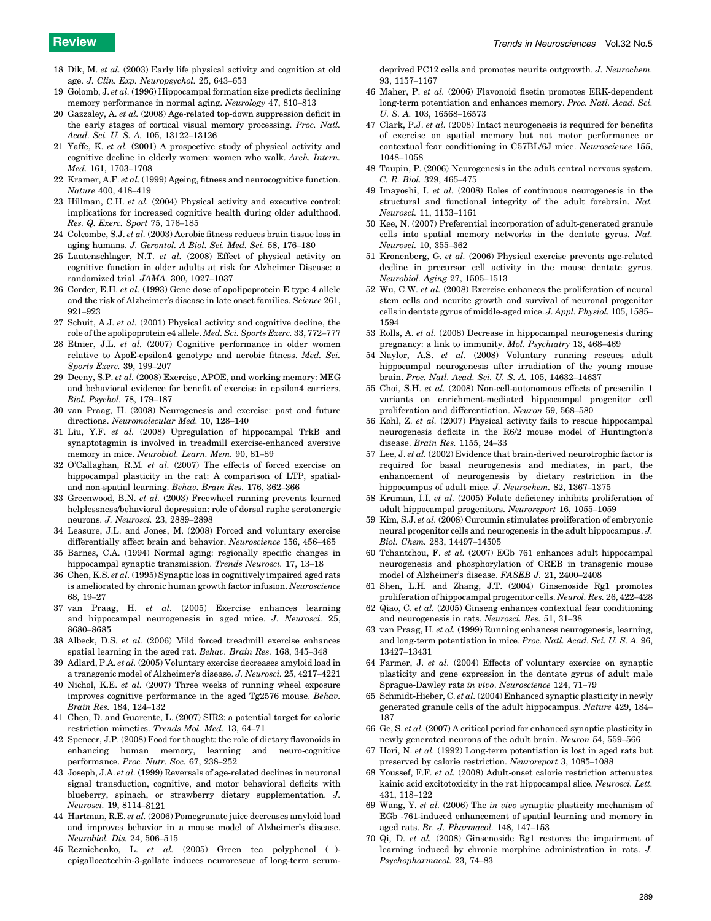18 Dik, M. *et al.* (2003) Early life physical activity and cognition at old age. *J. Clin. Exp. Neuropsychol.* 25, 643–653

19 Golomb, J. *et al.* (1996) Hippocampal formation size predicts declining memory performance in normal aging. *Neurology* 47, 810–813

20 Gazzaley, A. *et al.* (2008) Age-related top-down suppression deficit in the early stages of cortical visual memory processing. *Proc. Natl. Acad. Sci. U. S. A.* 105, 13122–13126

21 Yaffe, K. *et al.* (2001) A prospective study of physical activity and cognitive decline in elderly women: women who walk. *Arch. Intern. Med.* 161, 1703–1708

22 Kramer, A.F. *et al.* (1999) Ageing, fitness and neurocognitive function. *Nature* 400, 418–419

23 Hillman, C.H. *et al.* (2004) Physical activity and executive control: implications for increased cognitive health during older adulthood. *Res. Q. Exerc. Sport* 75, 176–185

24 Colcombe, S.J. *et al.* (2003) Aerobic fitness reduces brain tissue loss in aging humans. *J. Gerontol. A Biol. Sci. Med. Sci.* 58, 176–180

25 Lautenschlager, N.T. *et al.* (2008) Effect of physical activity on cognitive function in older adults at risk for Alzheimer Disease: a randomized trial. *JAMA.* 300, 1027–1037

26 Corder, E.H. *et al.* (1993) Gene dose of apolipoprotein E type 4 allele and the risk of Alzheimer's disease in late onset families. *Science* 261, 921–923

27 Schuit, A.J. *et al.* (2001) Physical activity and cognitive decline, the role of the apolipoprotein e4 allele. *Med. Sci. Sports Exerc.* 33, 772–777

28 Etnier, J.L. *et al.* (2007) Cognitive performance in older women relative to ApoE-epsilon4 genotype and aerobic fitness. *Med. Sci. Sports Exerc.* 39, 199–207

29 Deeny, S.P. *et al.* (2008) Exercise, APOE, and working memory: MEG and behavioral evidence for benefit of exercise in epsilon4 carriers. *Biol. Psychol.* 78, 179–187

30 van Praag, H. (2008) Neurogenesis and exercise: past and future directions. *Neuromolecular Med.* 10, 128–140

31 Liu, Y.F. *et al.* (2008) Upregulation of hippocampal TrkB and synaptotagmin is involved in treadmill exercise-enhanced aversive memory in mice. *Neurobiol. Learn. Mem.* 90, 81–89

32 O'Callaghan, R.M. *et al.* (2007) The effects of forced exercise on hippocampal plasticity in the rat: A comparison of LTP, spatial- and non-spatial learning. *Behav. Brain Res.* 176, 362–366

33 Greenwood, B.N. *et al.* (2003) Freewheel running prevents learned helplessness/behavioral depression: role of dorsal raphe serotonergic neurons. *J. Neurosci.* 23, 2889–2898

34 Leasure, J.L. and Jones, M. (2008) Forced and voluntary exercise differentially affect brain and behavior. *Neuroscience* 156, 456–465

35 Barnes, C.A. (1994) Normal aging: regionally specific changes in hippocampal synaptic transmission. *Trends Neurosci.* 17, 13–18

36 Chen, K.S. *et al.* (1995) Synaptic loss in cognitively impaired aged rats is ameliorated by chronic human growth factor infusion. *Neuroscience* 68, 19–27

37 van Praag, H. *et al.* (2005) Exercise enhances learning and hippocampal neurogenesis in aged mice. *J. Neurosci.* 25, 8680–8685

38 Albeck, D.S. *et al.* (2006) Mild forced treadmill exercise enhances spatial learning in the aged rat. *Behav. Brain Res.* 168, 345–348

39 Adlard, P.A. *et al.* (2005) Voluntary exercise decreases amyloid load in a transgenic model of Alzheimer's disease. *J. Neurosci.* 25, 4217–4221

40 Nichol, K.E. *et al.* (2007) Three weeks of running wheel exposure improves cognitive performance in the aged Tg2576 mouse. *Behav. Brain Res.* 184, 124–132

41 Chen, D. and Guarente, L. (2007) SIR2: a potential target for calorie restriction mimetics. *Trends Mol. Med.* 13, 64–71

42 Spencer, J.P. (2008) Food for thought: the role of dietary flavonoids in enhancing human memory, learning and neuro-cognitive performance. *Proc. Nutr. Soc.* 67, 238–252

43 Joseph, J.A. *et al.* (1999) Reversals of age-related declines in neuronal signal transduction, cognitive, and motor behavioral deficits with blueberry, spinach, or strawberry dietary supplementation. *J. Neurosci.* 19, 8114–8121

44 Hartman, R.E. *et al.* (2006) Pomegranate juice decreases amyloid load and improves behavior in a mouse model of Alzheimer's disease. *Neurobiol. Dis.* 24, 506–515

45 Reznichenko, L. *et al.* (2005) Green tea polyphenol (−)-epigallocatechin-3-gallate induces neurorescue of long-term serum-deprived PC12 cells and promotes neurite outgrowth. *J. Neurochem.* 93, 1157–1167

46 Maher, P. *et al.* (2006) Flavonoid fisetin promotes ERK-dependent long-term potentiation and enhances memory. *Proc. Natl. Acad. Sci. U. S. A.* 103, 16568–16573

47 Clark, P.J. *et al.* (2008) Intact neurogenesis is required for benefits of exercise on spatial memory but not motor performance or contextual fear conditioning in C57BL/6J mice. *Neuroscience* 155, 1048–1058

48 Taupin, P. (2006) Neurogenesis in the adult central nervous system. *C. R. Biol.* 329, 465–475

49 Imayoshi, I. *et al.* (2008) Roles of continuous neurogenesis in the structural and functional integrity of the adult forebrain. *Nat. Neurosci.* 11, 1153–1161

50 Kee, N. (2007) Preferential incorporation of adult-generated granule cells into spatial memory networks in the dentate gyrus. *Nat. Neurosci.* 10, 355–362

51 Kronenberg, G. *et al.* (2006) Physical exercise prevents age-related decline in precursor cell activity in the mouse dentate gyrus. *Neurobiol. Aging* 27, 1505–1513

52 Wu, C.W. *et al.* (2008) Exercise enhances the proliferation of neural stem cells and neurite growth and survival of neuronal progenitor cells in dentate gyrus of middle-aged mice. *J. Appl. Physiol.* 105, 1585–1594

53 Rolls, A. *et al.* (2008) Decrease in hippocampal neurogenesis during pregnancy: a link to immunity. *Mol. Psychiatry* 13, 468–469

54 Naylor, A.S. *et al.* (2008) Voluntary running rescues adult hippocampal neurogenesis after irradiation of the young mouse brain. *Proc. Natl. Acad. Sci. U. S. A.* 105, 14632–14637

55 Choi, S.H. *et al.* (2008) Non-cell-autonomous effects of presenilin 1 variants on enrichment-mediated hippocampal progenitor cell proliferation and differentiation. *Neuron* 59, 568–580

56 Kohl, Z. *et al.* (2007) Physical activity fails to rescue hippocampal neurogenesis deficits in the R6/2 mouse model of Huntington's disease. *Brain Res.* 1155, 24–33

57 Lee, J. *et al.* (2002) Evidence that brain-derived neurotrophic factor is required for basal neurogenesis and mediates, in part, the enhancement of neurogenesis by dietary restriction in the hippocampus of adult mice. *J. Neurochem.* 82, 1367–1375

58 Kruman, I.I. *et al.* (2005) Folate deficiency inhibits proliferation of adult hippocampal progenitors. *Neuroreport* 16, 1055–1059

59 Kim, S.J. *et al.* (2008) Curcumin stimulates proliferation of embryonic neural progenitor cells and neurogenesis in the adult hippocampus. *J. Biol. Chem.* 283, 14497–14505

60 Tchantchou, F. *et al.* (2007) EGb 761 enhances adult hippocampal neurogenesis and phosphorylation of CREB in transgenic mouse model of Alzheimer's disease. *FASEB J.* 21, 2400–2408

61 Shen, L.H. and Zhang, J.T. (2004) Ginsenoside Rg1 promotes proliferation of hippocampal progenitor cells. *Neurol. Res.* 26, 422–428

62 Qiao, C. *et al.* (2005) Ginseng enhances contextual fear conditioning and neurogenesis in rats. *Neurosci. Res.* 51, 31–38

63 van Praag, H. *et al.* (1999) Running enhances neurogenesis, learning, and long-term potentiation in mice. *Proc. Natl. Acad. Sci. U. S. A.* 96, 13427–13431

64 Farmer, J. *et al.* (2004) Effects of voluntary exercise on synaptic plasticity and gene expression in the dentate gyrus of adult male Sprague-Dawley rats *in vivo*. *Neuroscience* 124, 71–79

65 Schmidt-Hieber, C. *et al.* (2004) Enhanced synaptic plasticity in newly generated granule cells of the adult hippocampus. *Nature* 429, 184–187

66 Ge, S. *et al.* (2007) A critical period for enhanced synaptic plasticity in newly generated neurons of the adult brain. *Neuron* 54, 559–566

67 Hori, N. *et al.* (1992) Long-term potentiation is lost in aged rats but preserved by calorie restriction. *Neuroreport* 3, 1085–1088

68 Youssef, F.F. *et al.* (2008) Adult-onset calorie restriction attenuates kainic acid excitotoxicity in the rat hippocampal slice. *Neurosci. Lett.* 431, 118–122

69 Wang, Y. *et al.* (2006) The *in vivo* synaptic plasticity mechanism of EGb -761-induced enhancement of spatial learning and memory in aged rats. *Br. J. Pharmacol.* 148, 147–153

70 Qi, D. *et al.* (2008) Ginsenoside Rg1 restores the impairment of learning induced by chronic morphine administration in rats. *J. Psychopharmacol.* 23, 74–83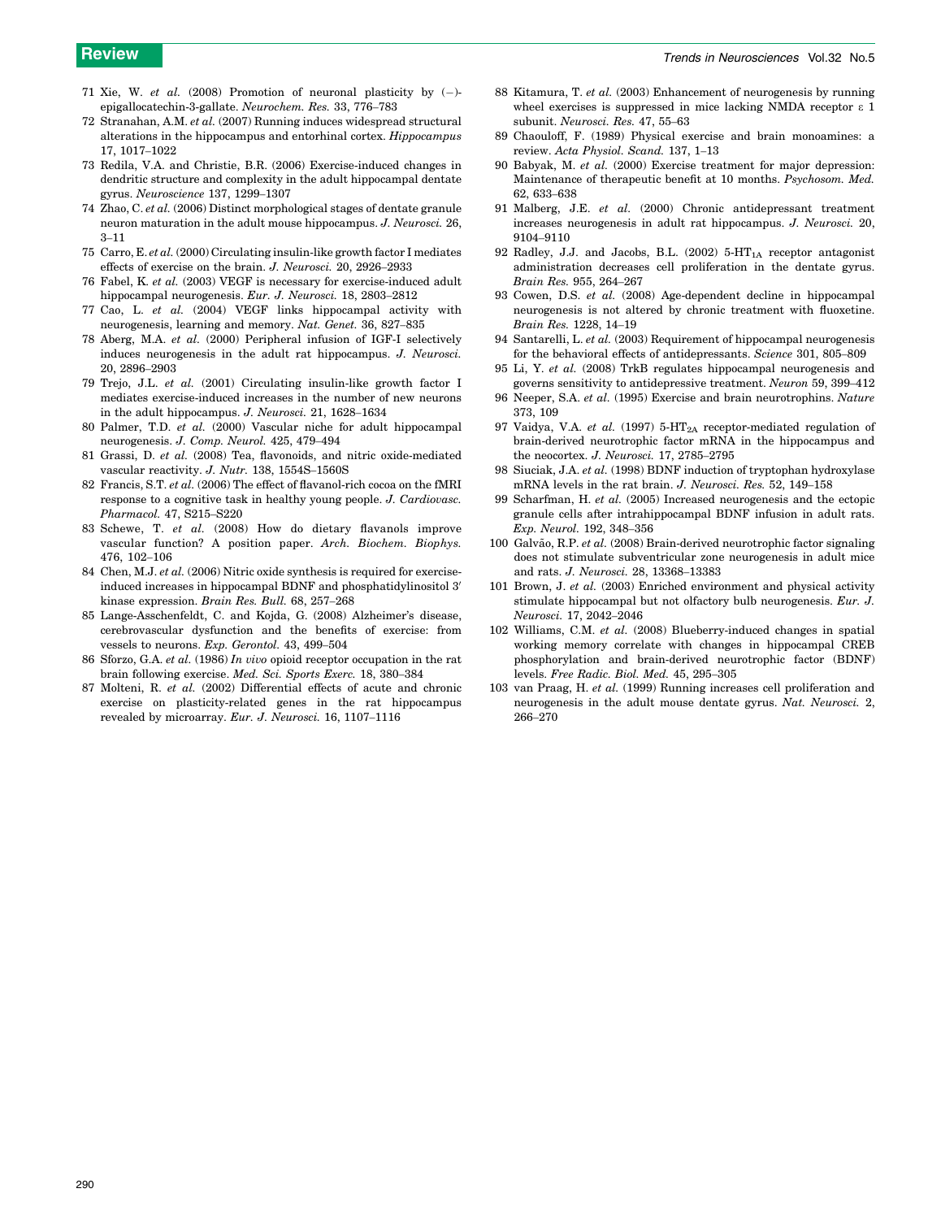71 Xie, W. *et al.* (2008) Promotion of neuronal plasticity by (−)-epigallocatechin-3-gallate. *Neurochem. Res.* 33, 776–783

72 Stranahan, A.M. *et al.* (2007) Running induces widespread structural alterations in the hippocampus and entorhinal cortex. *Hippocampus* 17, 1017–1022

73 Redila, V.A. and Christie, B.R. (2006) Exercise-induced changes in dendritic structure and complexity in the adult hippocampal dentate gyrus. *Neuroscience* 137, 1299–1307

74 Zhao, C. *et al.* (2006) Distinct morphological stages of dentate granule neuron maturation in the adult mouse hippocampus. *J. Neurosci.* 26, 3–11

75 Carro, E. *et al.* (2000) Circulating insulin-like growth factor I mediates effects of exercise on the brain. *J. Neurosci.* 20, 2926–2933

76 Fabel, K. *et al.* (2003) VEGF is necessary for exercise-induced adult hippocampal neurogenesis. *Eur. J. Neurosci.* 18, 2803–2812

77 Cao, L. *et al.* (2004) VEGF links hippocampal activity with neurogenesis, learning and memory. *Nat. Genet.* 36, 827–835

78 Aberg, M.A. *et al.* (2000) Peripheral infusion of IGF-I selectively induces neurogenesis in the adult rat hippocampus. *J. Neurosci.* 20, 2896–2903

79 Trejo, J.L. *et al.* (2001) Circulating insulin-like growth factor I mediates exercise-induced increases in the number of new neurons in the adult hippocampus. *J. Neurosci.* 21, 1628–1634

80 Palmer, T.D. *et al.* (2000) Vascular niche for adult hippocampal neurogenesis. *J. Comp. Neurol.* 425, 479–494

81 Grassi, D. *et al.* (2008) Tea, flavonoids, and nitric oxide-mediated vascular reactivity. *J. Nutr.* 138, 1554S–1560S

82 Francis, S.T. *et al.* (2006) The effect of flavanol-rich cocoa on the fMRI response to a cognitive task in healthy young people. *J. Cardiovasc. Pharmacol.* 47, S215–S220

83 Schewe, T. *et al.* (2008) How do dietary flavanols improve vascular function? A position paper. *Arch. Biochem. Biophys.* 476, 102–106

84 Chen, M.J. *et al.* (2006) Nitric oxide synthesis is required for exercise-induced increases in hippocampal BDNF and phosphatidylinositol 3′ kinase expression. *Brain Res. Bull.* 68, 257–268

85 Lange-Asschenfeldt, C. and Kojda, G. (2008) Alzheimer's disease, cerebrovascular dysfunction and the benefits of exercise: from vessels to neurons. *Exp. Gerontol.* 43, 499–504

86 Sforzo, G.A. *et al.* (1986) *In vivo* opioid receptor occupation in the rat brain following exercise. *Med. Sci. Sports Exerc.* 18, 380–384

87 Molteni, R. *et al.* (2002) Differential effects of acute and chronic exercise on plasticity-related genes in the rat hippocampus revealed by microarray. *Eur. J. Neurosci.* 16, 1107–1116

88 Kitamura, T. *et al.* (2003) Enhancement of neurogenesis by running wheel exercises is suppressed in mice lacking NMDA receptor ε 1 subunit. *Neurosci. Res.* 47, 55–63

89 Chaouloff, F. (1989) Physical exercise and brain monoamines: a review. *Acta Physiol. Scand.* 137, 1–13

90 Babyak, M. *et al.* (2000) Exercise treatment for major depression: Maintenance of therapeutic benefit at 10 months. *Psychosom. Med.* 62, 633–638

91 Malberg, J.E. *et al.* (2000) Chronic antidepressant treatment increases neurogenesis in adult rat hippocampus. *J. Neurosci.* 20, 9104–9110

92 Radley, J.J. and Jacobs, B.L. (2002) 5-$HT_{1A}$ receptor antagonist administration decreases cell proliferation in the dentate gyrus. *Brain Res.* 955, 264–267

93 Cowen, D.S. *et al.* (2008) Age-dependent decline in hippocampal neurogenesis is not altered by chronic treatment with fluoxetine. *Brain Res.* 1228, 14–19

94 Santarelli, L. *et al.* (2003) Requirement of hippocampal neurogenesis for the behavioral effects of antidepressants. *Science* 301, 805–809

95 Li, Y. *et al.* (2008) TrkB regulates hippocampal neurogenesis and governs sensitivity to antidepressive treatment. *Neuron* 59, 399–412

96 Neeper, S.A. *et al.* (1995) Exercise and brain neurotrophins. *Nature* 373, 109

97 Vaidya, V.A. *et al.* (1997) 5-$HT_{2A}$ receptor-mediated regulation of brain-derived neurotrophic factor mRNA in the hippocampus and the neocortex. *J. Neurosci.* 17, 2785–2795

98 Siuciak, J.A. *et al.* (1998) BDNF induction of tryptophan hydroxylase mRNA levels in the rat brain. *J. Neurosci. Res.* 52, 149–158

99 Scharfman, H. *et al.* (2005) Increased neurogenesis and the ectopic granule cells after intrahippocampal BDNF infusion in adult rats. *Exp. Neurol.* 192, 348–356

100 Galvão, R.P. *et al.* (2008) Brain-derived neurotrophic factor signaling does not stimulate subventricular zone neurogenesis in adult mice and rats. *J. Neurosci.* 28, 13368–13383

101 Brown, J. *et al.* (2003) Enriched environment and physical activity stimulate hippocampal but not olfactory bulb neurogenesis. *Eur. J. Neurosci.* 17, 2042–2046

102 Williams, C.M. *et al.* (2008) Blueberry-induced changes in spatial working memory correlate with changes in hippocampal CREB phosphorylation and brain-derived neurotrophic factor (BDNF) levels. *Free Radic. Biol. Med.* 45, 295–305

103 van Praag, H. *et al.* (1999) Running increases cell proliferation and neurogenesis in the adult mouse dentate gyrus. *Nat. Neurosci.* 2, 266–270